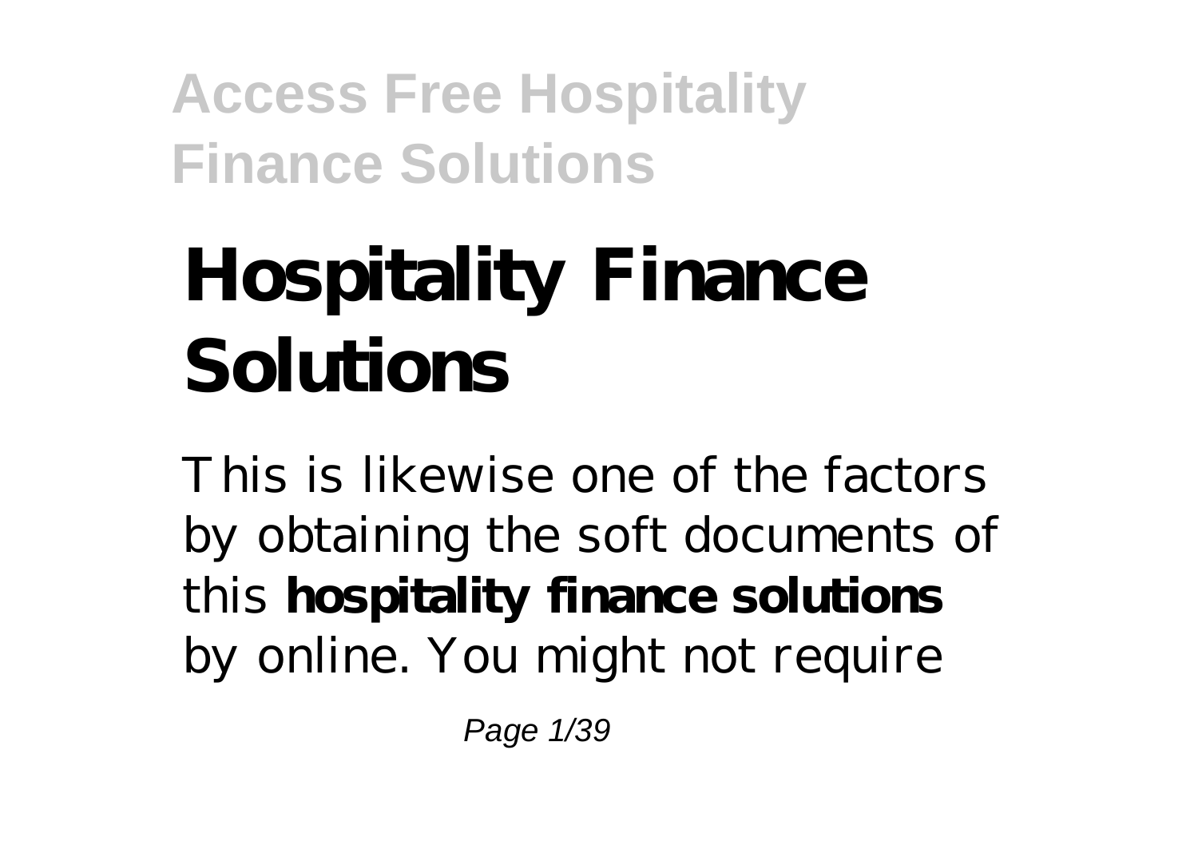# Hospitality Finance Solutions

This is likewise one of the factors by obtaining the soft documents of this **hospitality finance solutions** by online. You might not require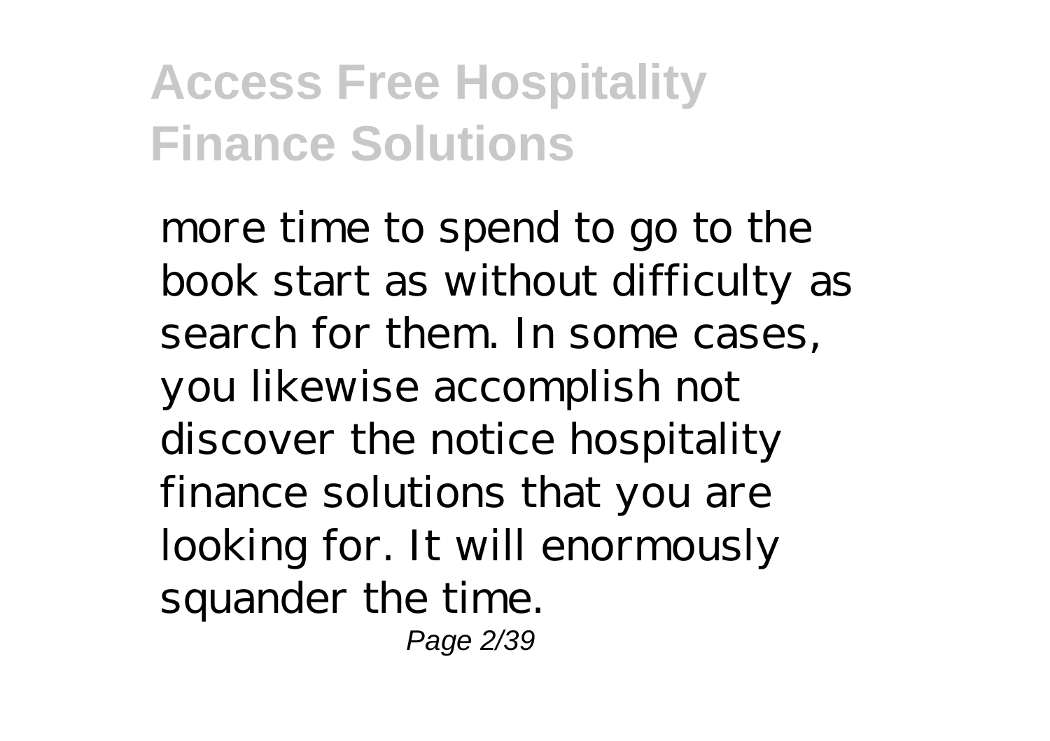more time to spend to go to the book start as without difficulty as search for them. In some cases, you likewise accomplish not discover the notice hospitality finance solutions that you are looking for. It will enormously squander the time.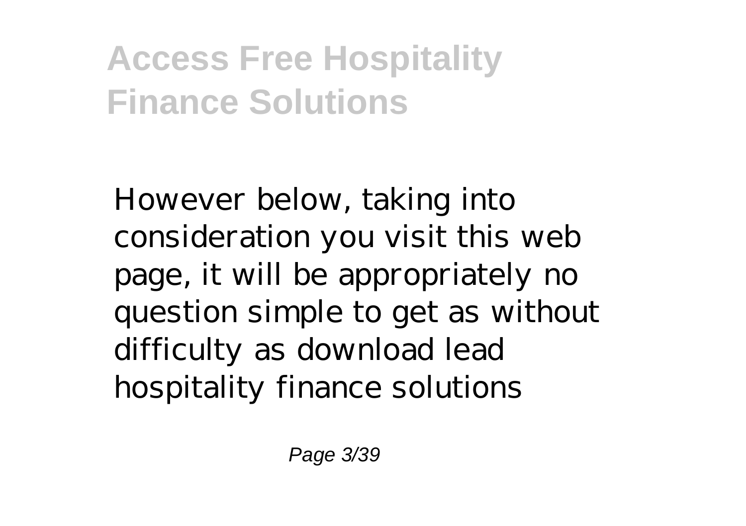However below, taking into consideration you visit this web page, it will be appropriately no question simple to get as without difficulty as download lead hospitality finance solutions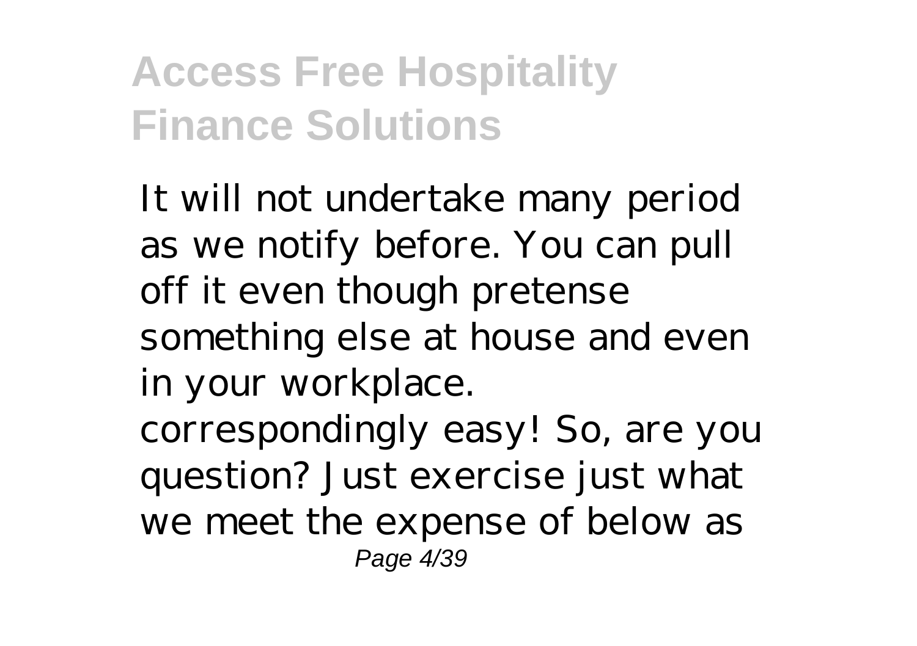It will not undertake many period as we notify before. You can pull off it even though pretense something else at house and even in your workplace. correspondingly easy! So, are you question? Just exercise just what we meet the expense of below as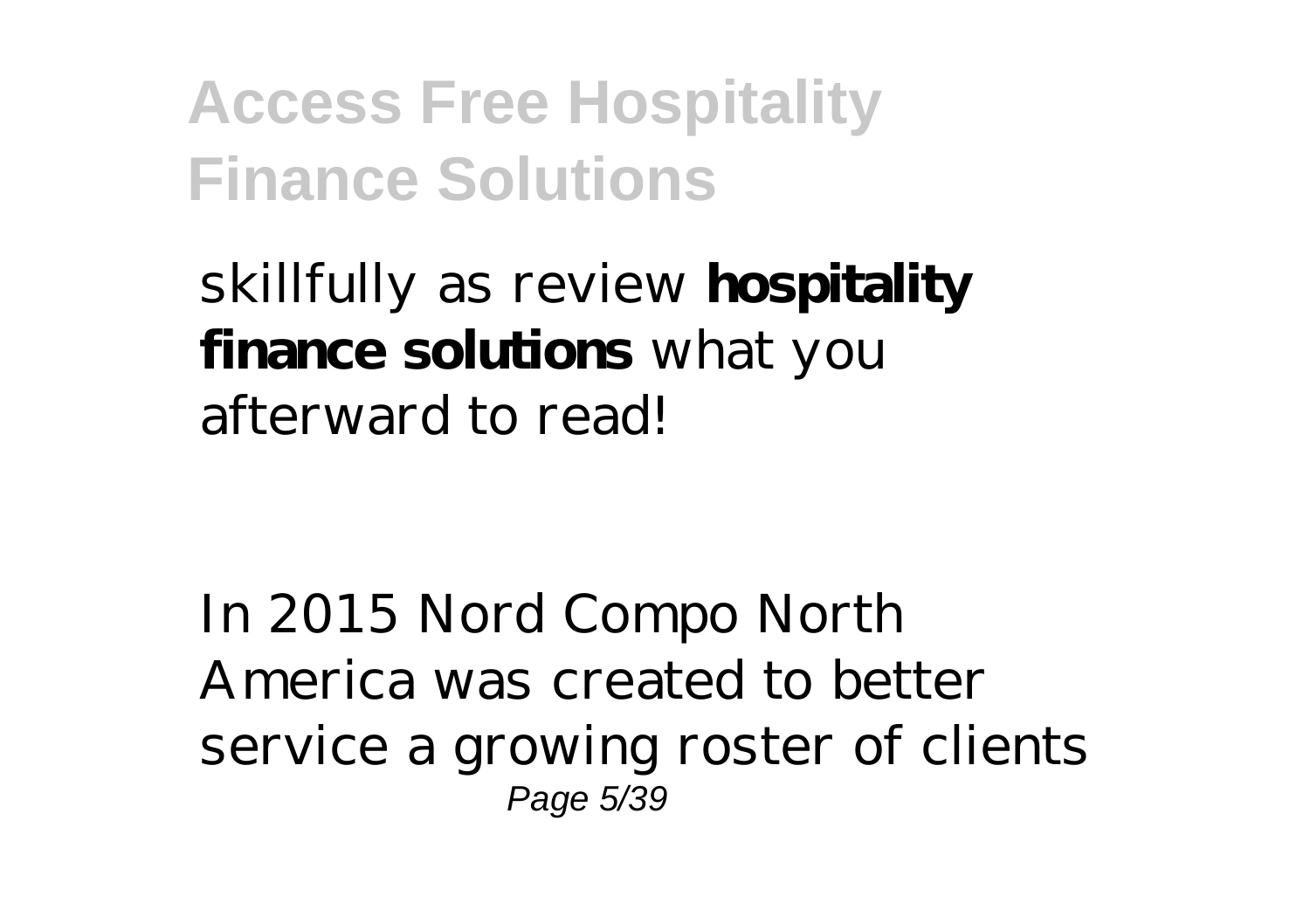skillfully as review **hospitality finance solutions** what you afterward to read!

In 2015 Nord Compo North America was created to better service a growing roster of clients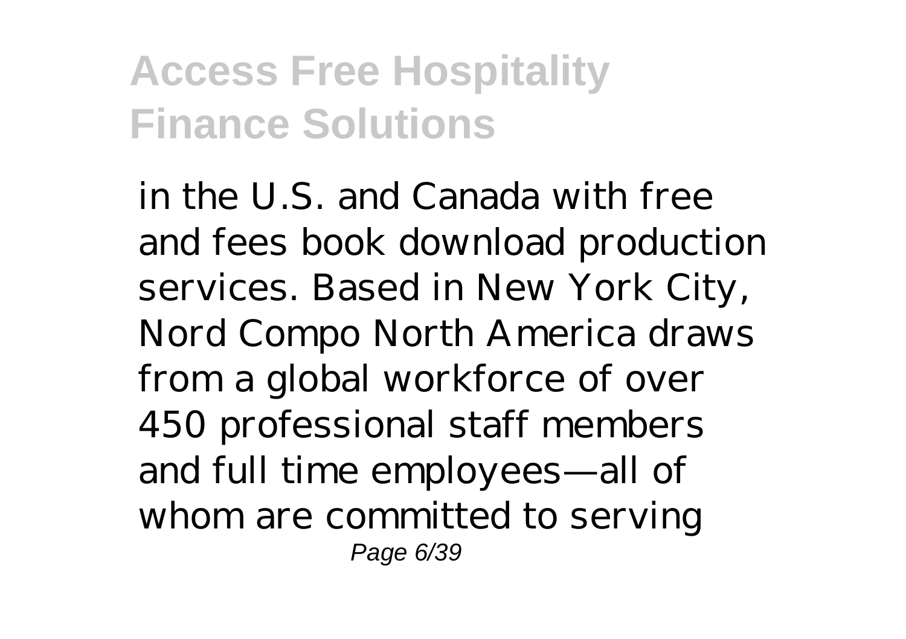in the U.S. and Canada with free and fees book download production services. Based in New York City, Nord Compo North America draws from a global workforce of over 450 professional staff members and full time employees—all of whom are committed to serving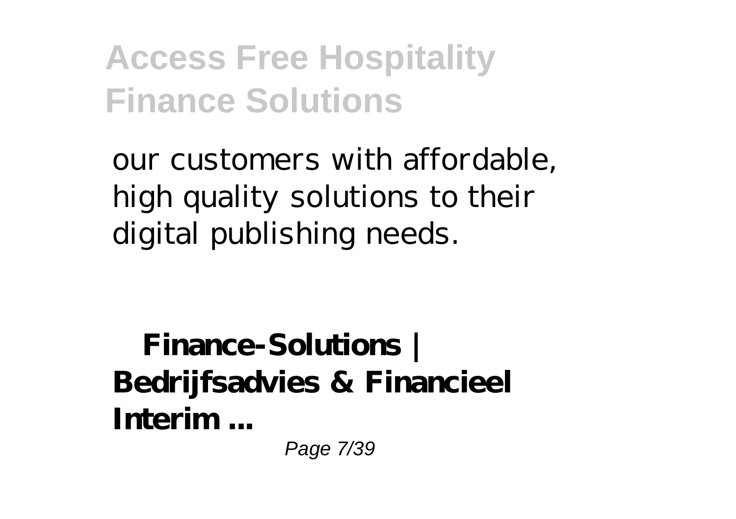our customers with affordable, high quality solutions to their digital publishing needs.

**Finance-Solutions | Bedrijfsadvies & Financieel Interim ...**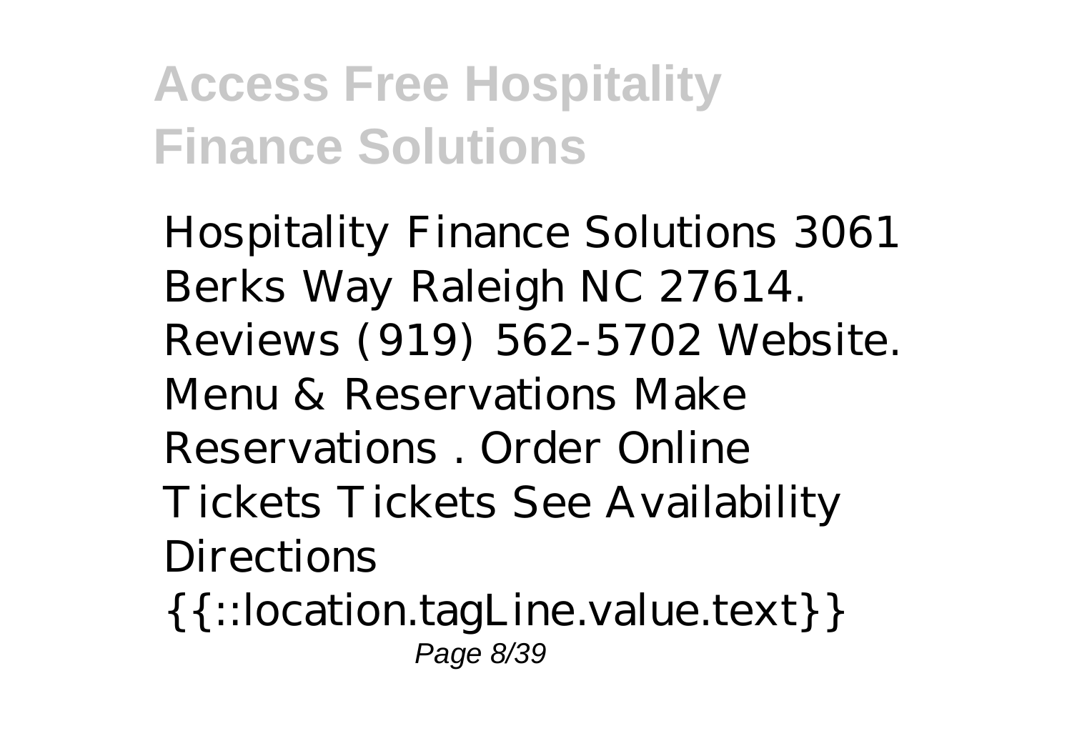Hospitality Finance Solutions 3061 Berks Way Raleigh NC 27614. Reviews (919) 562-5702 Website. Menu & Reservations Make Reservations . Order Online Tickets Tickets See Availability Directions {{::location.tagLine.value.text}}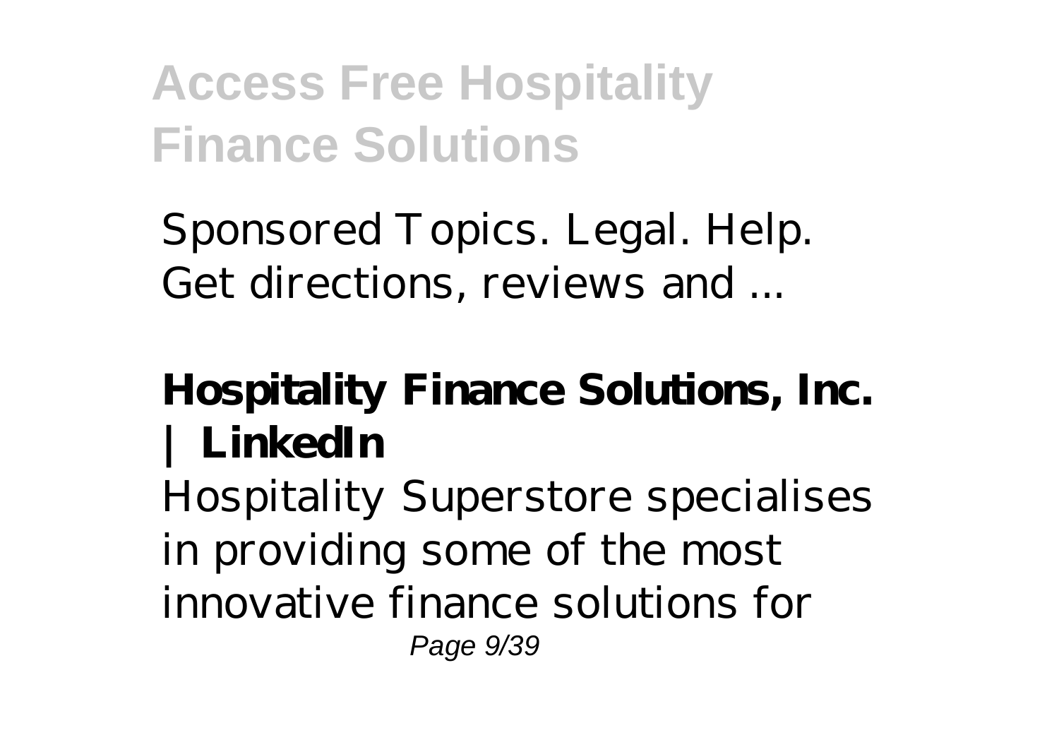Sponsored Topics. Legal. Help. Get directions, reviews and ...

**Hospitality Finance Solutions, Inc. | LinkedIn**

Hospitality Superstore specialises in providing some of the most innovative finance solutions for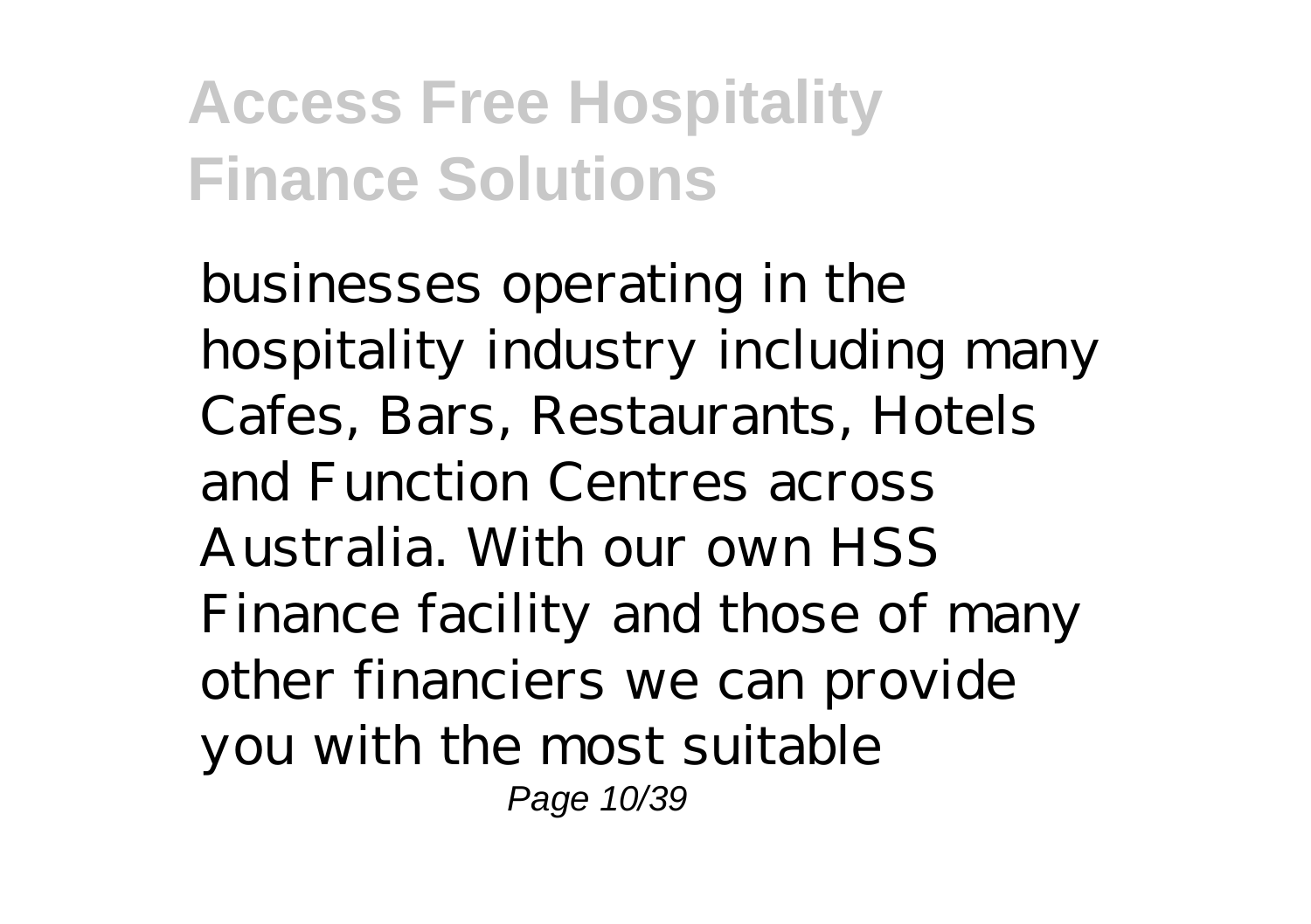businesses operating in the hospitality industry including many Cafes, Bars, Restaurants, Hotels and Function Centres across Australia. With our own HSS Finance facility and those of many other financiers we can provide you with the most suitable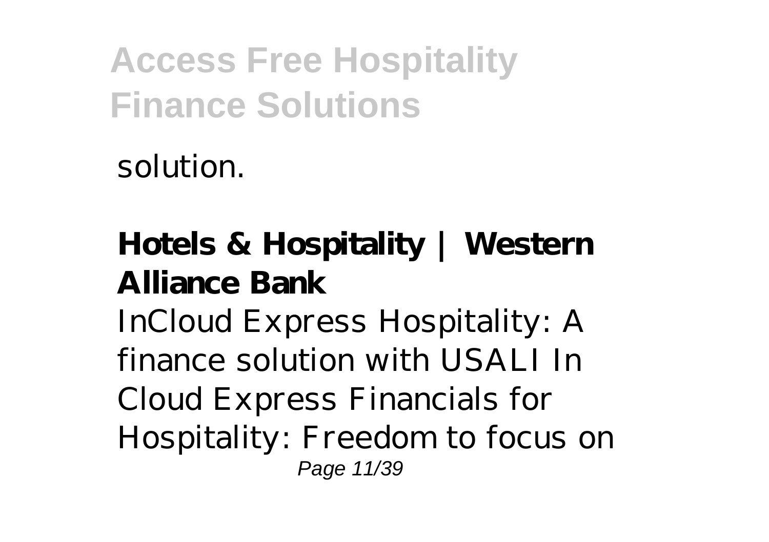solution.

**Hotels & Hospitality | Western Alliance Bank**

InCloud Express Hospitality: A finance solution with USALI In Cloud Express Financials for Hospitality: Freedom to focus on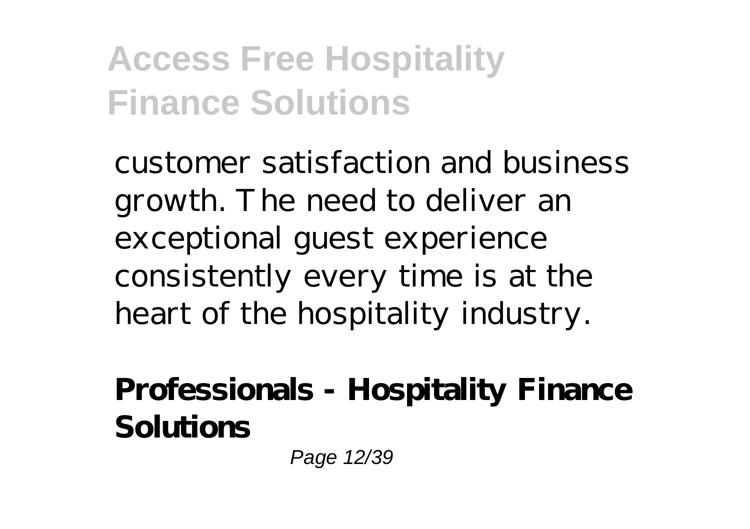customer satisfaction and business growth. The need to deliver an exceptional guest experience consistently every time is at the heart of the hospitality industry.

**Professionals - Hospitality Finance Solutions**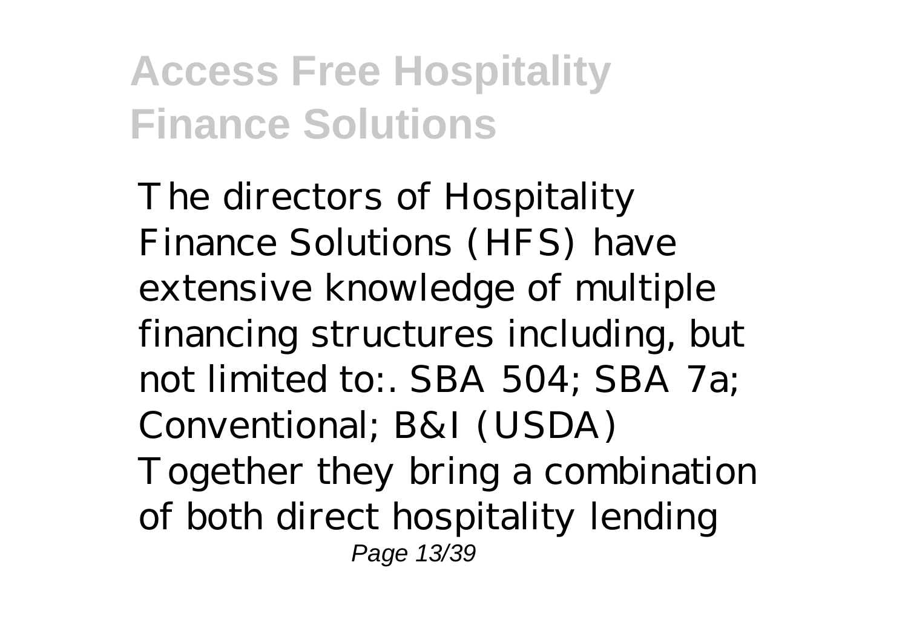The directors of Hospitality Finance Solutions (HFS) have extensive knowledge of multiple financing structures including, but not limited to:. SBA 504; SBA 7a; Conventional; B&I (USDA) Together they bring a combination of both direct hospitality lending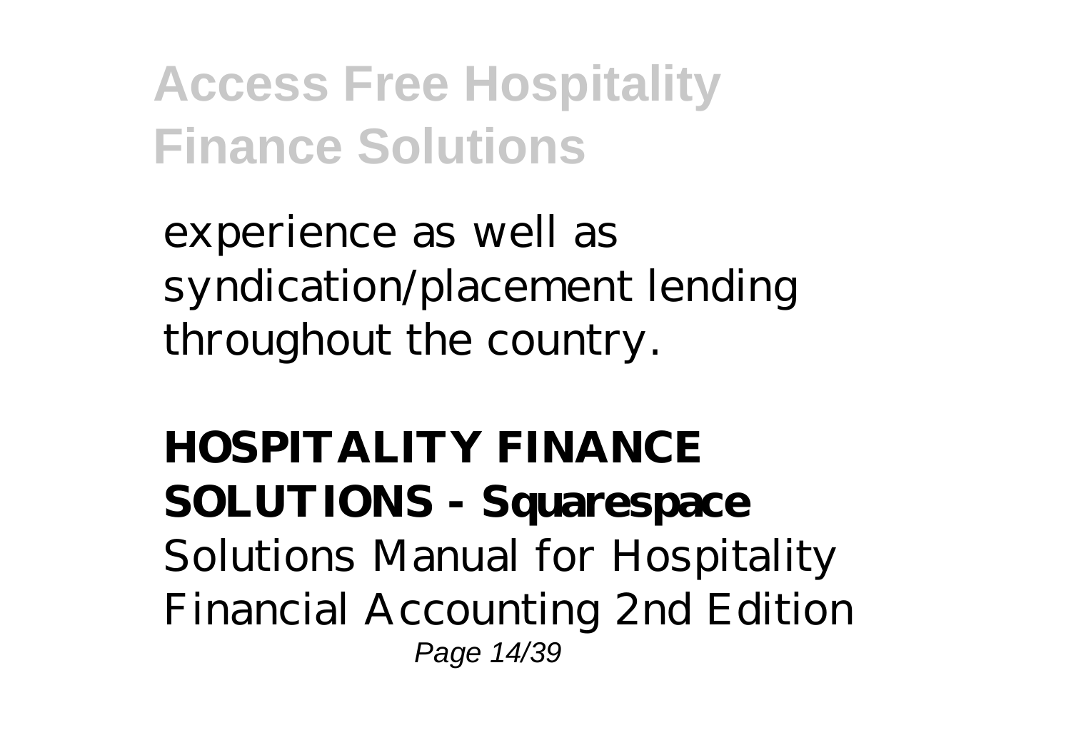experience as well as syndication/placement lending throughout the country.

**HOSPITALITY FINANCE SOLUTIONS - Squarespace**

Solutions Manual for Hospitality Financial Accounting 2nd Edition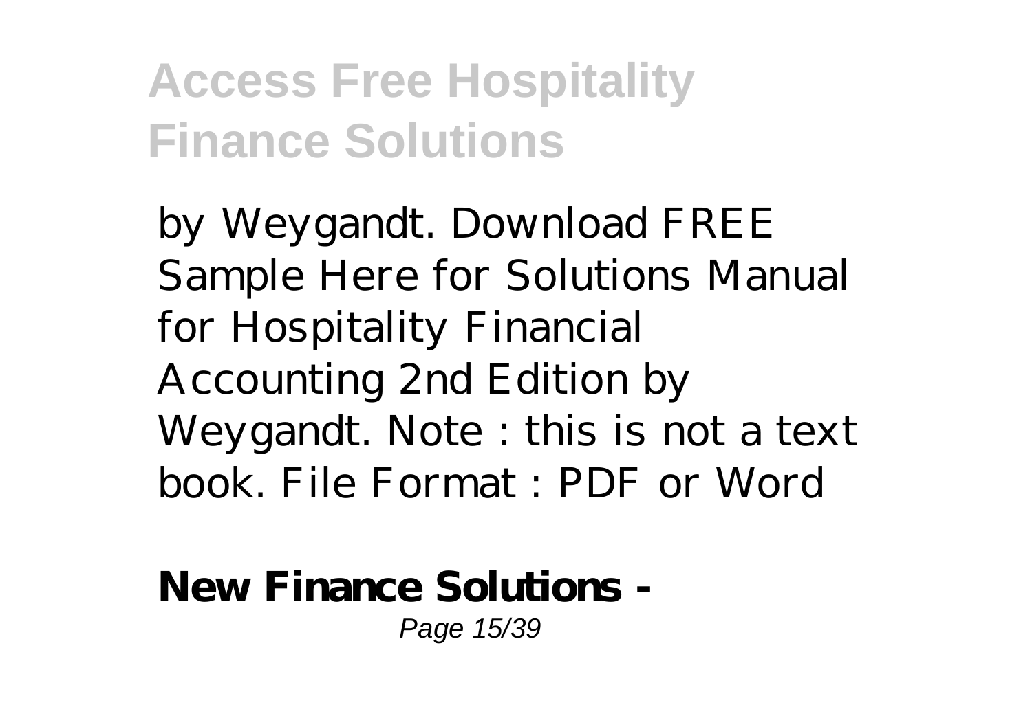by Weygandt. Download FREE Sample Here for Solutions Manual for Hospitality Financial Accounting 2nd Edition by Weygandt. Note : this is not a text book. File Format : PDF or Word

**New Finance Solutions -**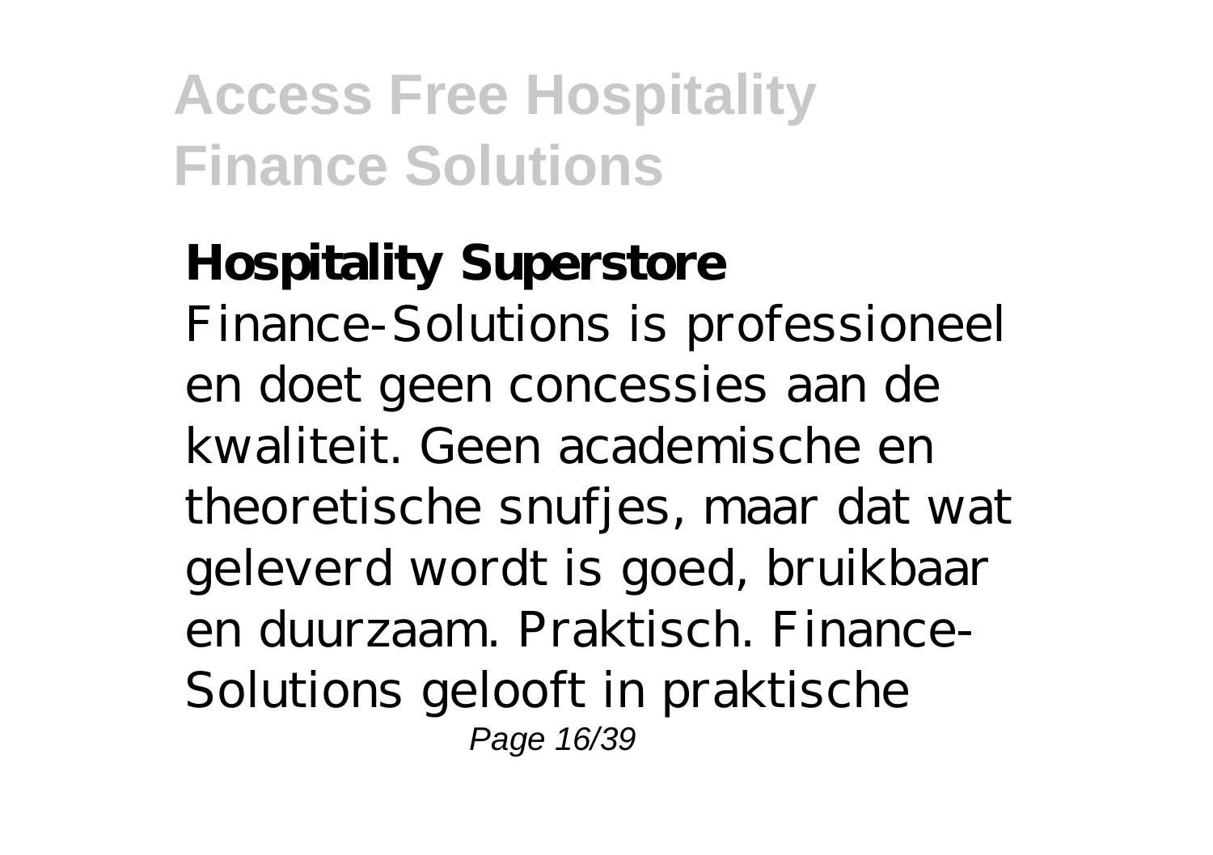**Hospitality Superstore**

Finance-Solutions is professioneel en doet geen concessies aan de kwaliteit. Geen academische en theoretische snufjes, maar dat wat geleverd wordt is goed, bruikbaar en duurzaam. Praktisch. Finance-Solutions gelooft in praktische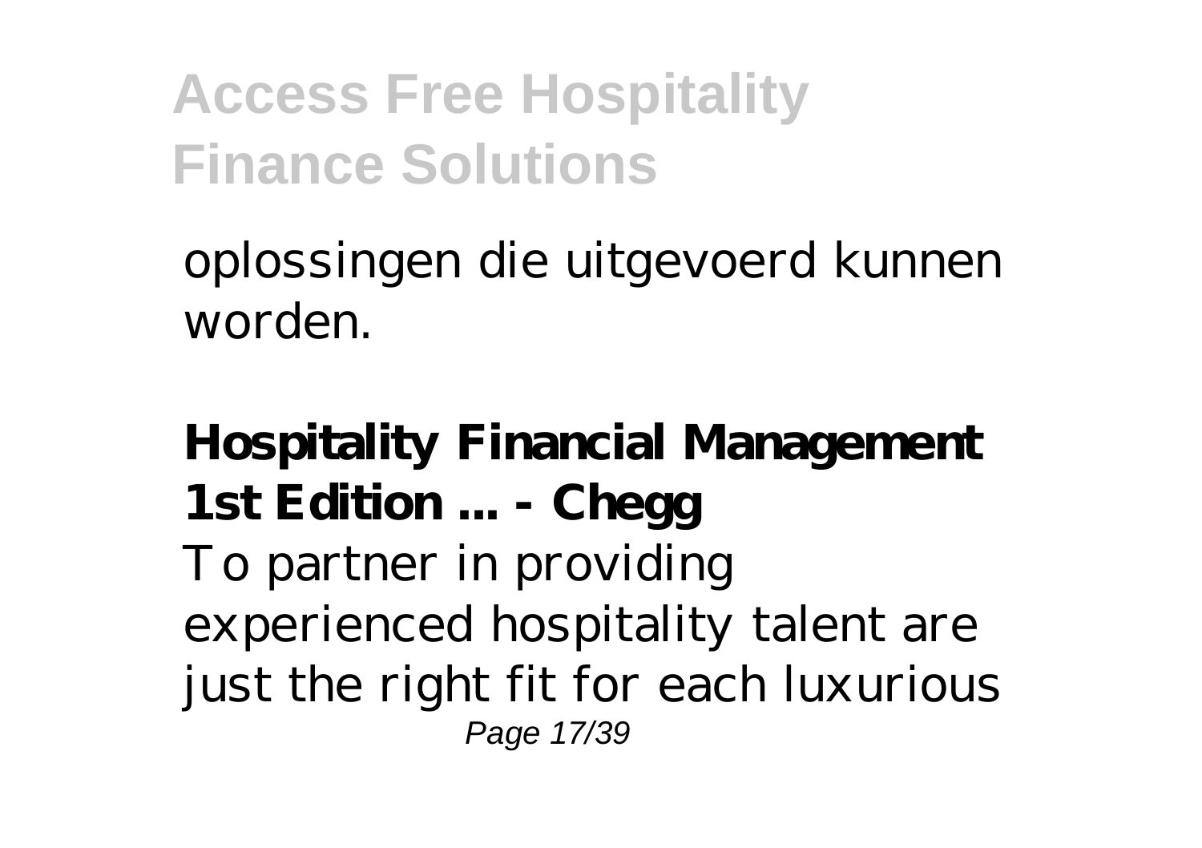oplossingen die uitgevoerd kunnen worden.

**Hospitality Financial Management 1st Edition ... - Chegg**

To partner in providing experienced hospitality talent are just the right fit for each luxurious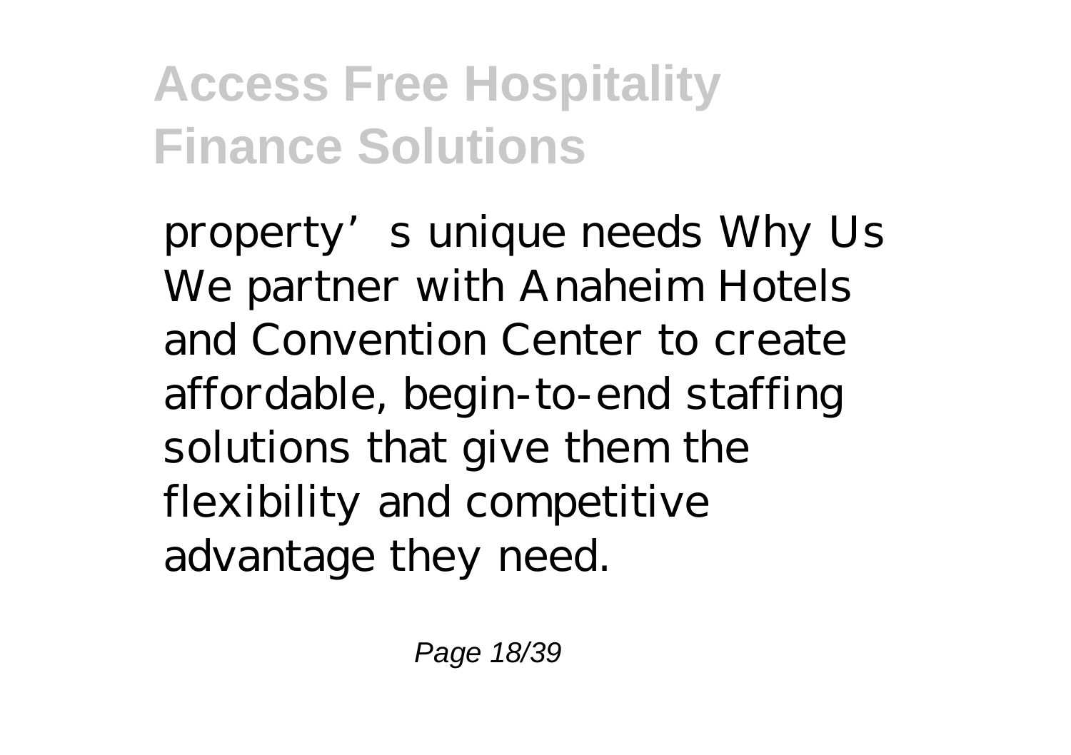property's unique needs Why Us We partner with Anaheim Hotels and Convention Center to create affordable, begin-to-end staffing solutions that give them the flexibility and competitive advantage they need.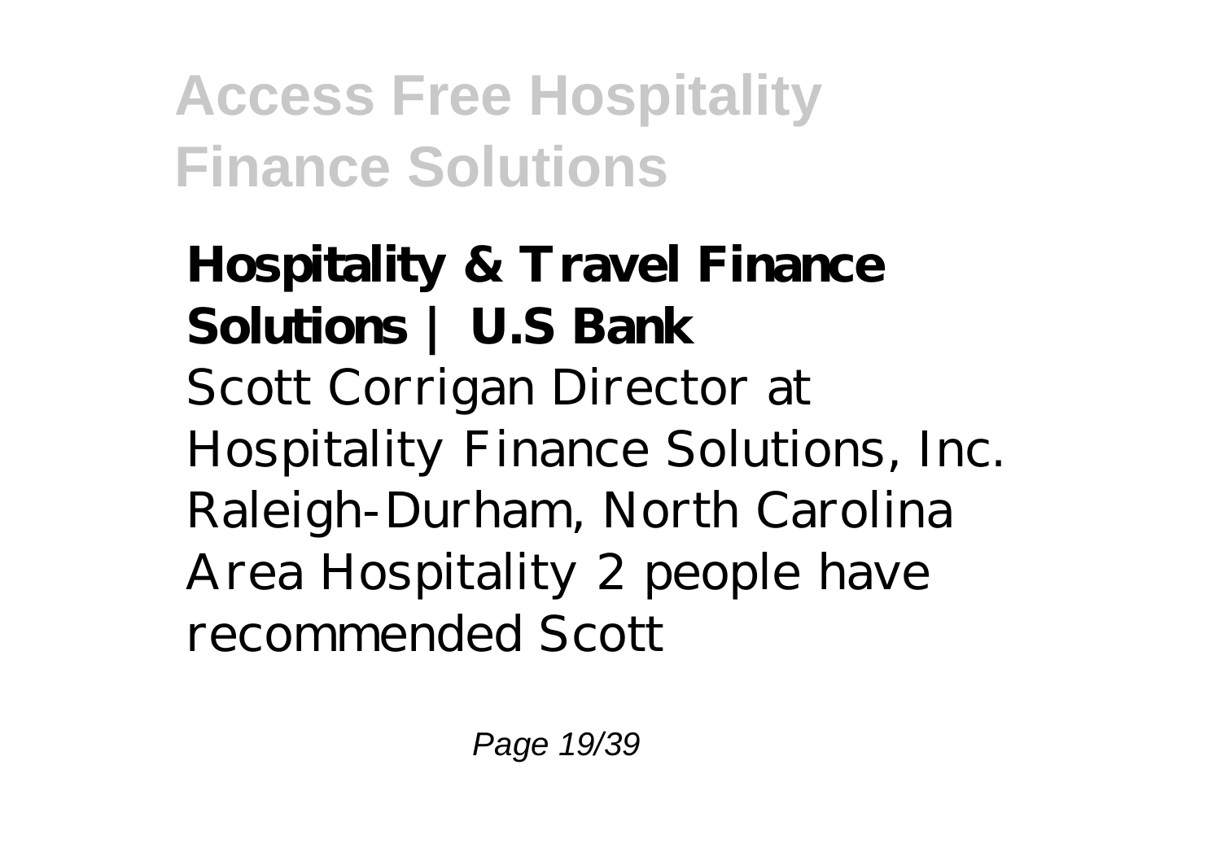**Hospitality & Travel Finance Solutions | U.S Bank**

Scott Corrigan Director at Hospitality Finance Solutions, Inc. Raleigh-Durham, North Carolina Area Hospitality 2 people have recommended Scott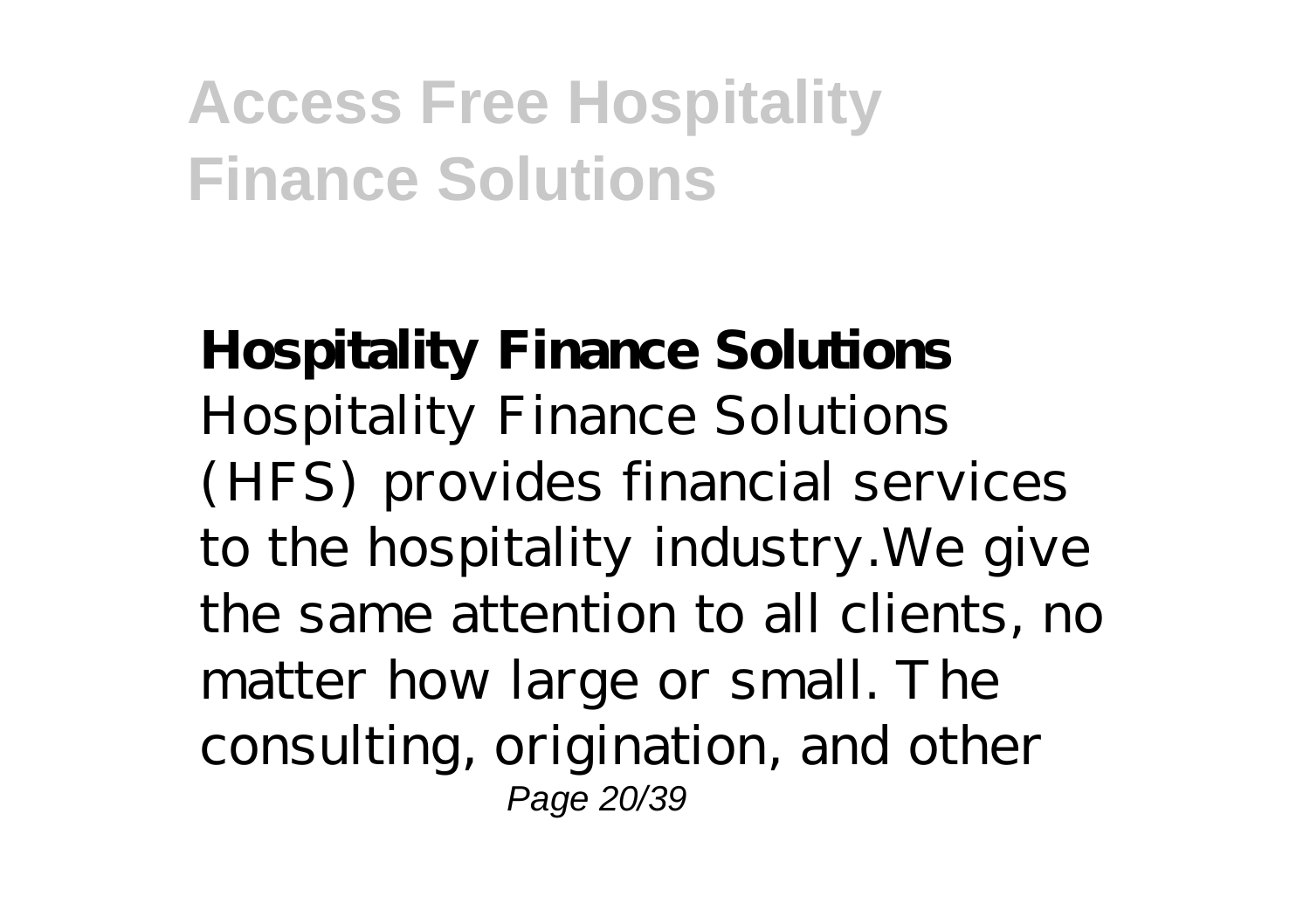**Hospitality Finance Solutions**

Hospitality Finance Solutions (HFS) provides financial services to the hospitality industry.We give the same attention to all clients, no matter how large or small. The consulting, origination, and other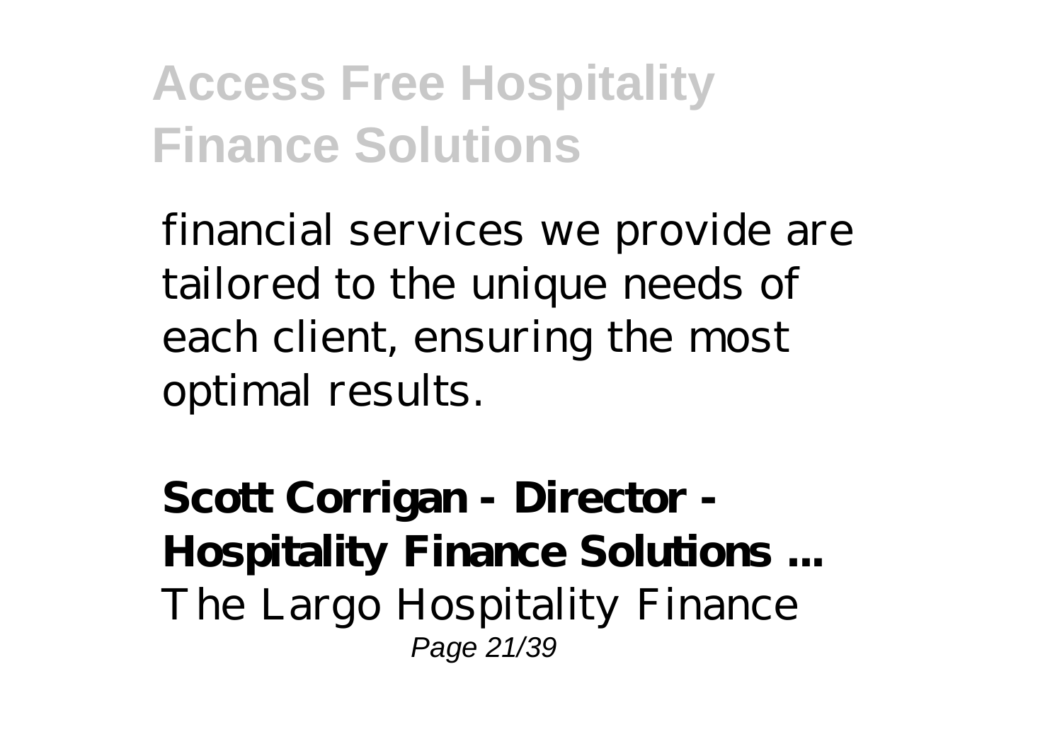financial services we provide are tailored to the unique needs of each client, ensuring the most optimal results.

**Scott Corrigan - Director - Hospitality Finance Solutions ...**
The Largo Hospitality Finance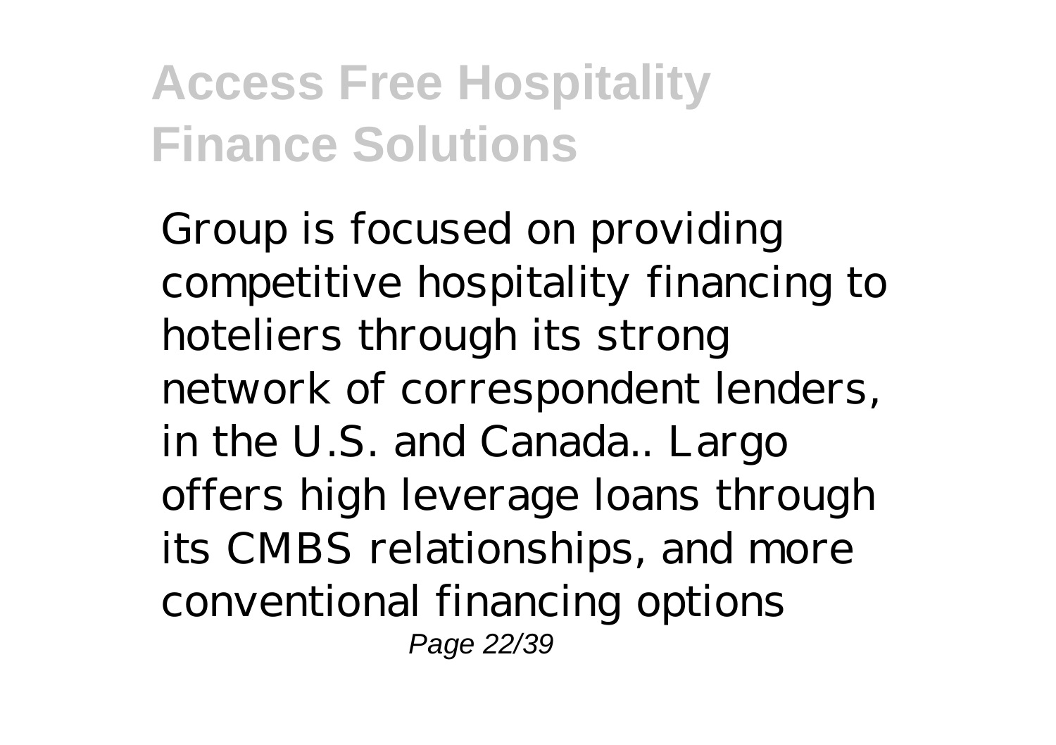Group is focused on providing competitive hospitality financing to hoteliers through its strong network of correspondent lenders, in the U.S. and Canada.. Largo offers high leverage loans through its CMBS relationships, and more conventional financing options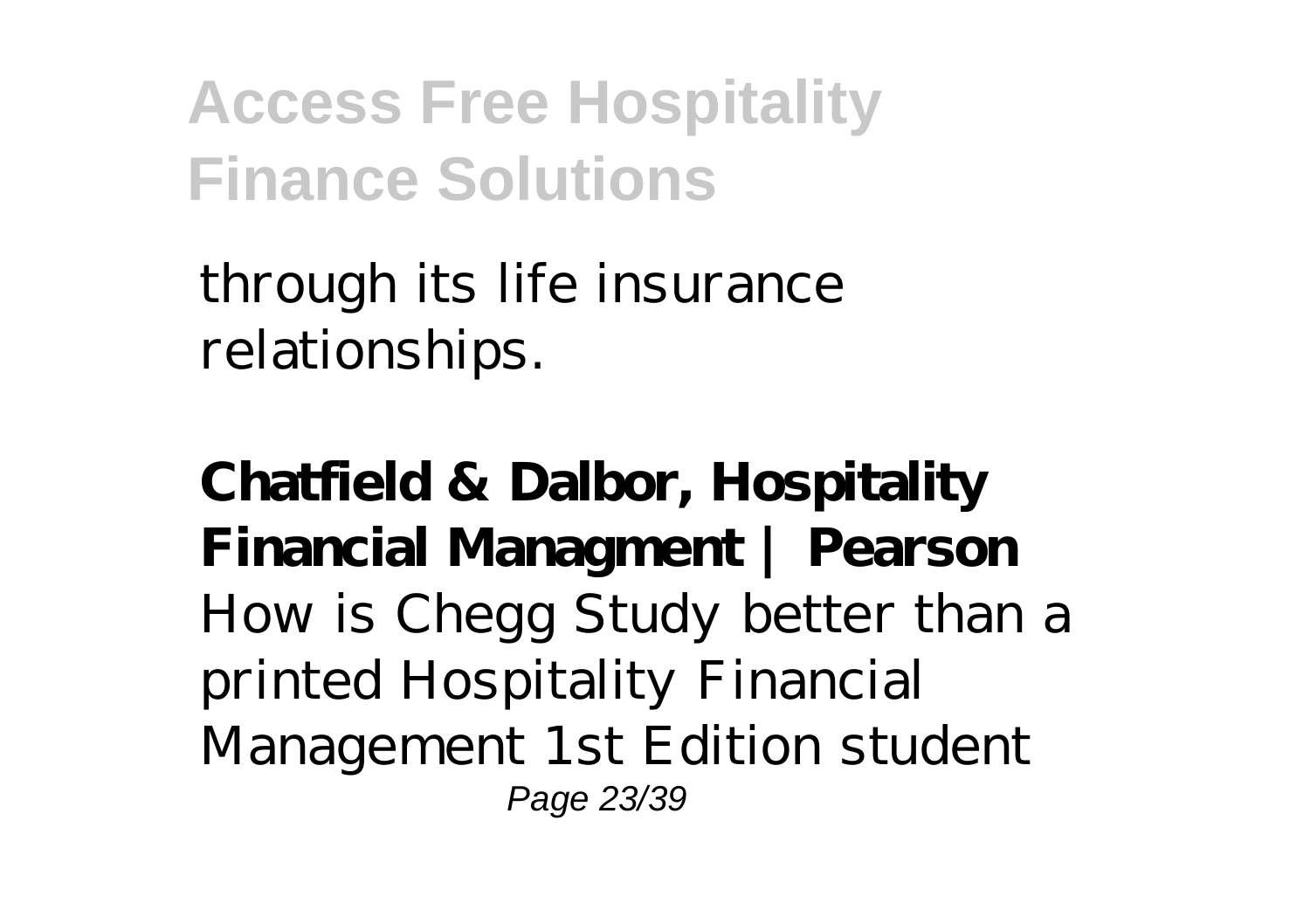through its life insurance relationships.

**Chatfield & Dalbor, Hospitality Financial Managment | Pearson**
How is Chegg Study better than a printed Hospitality Financial Management 1st Edition student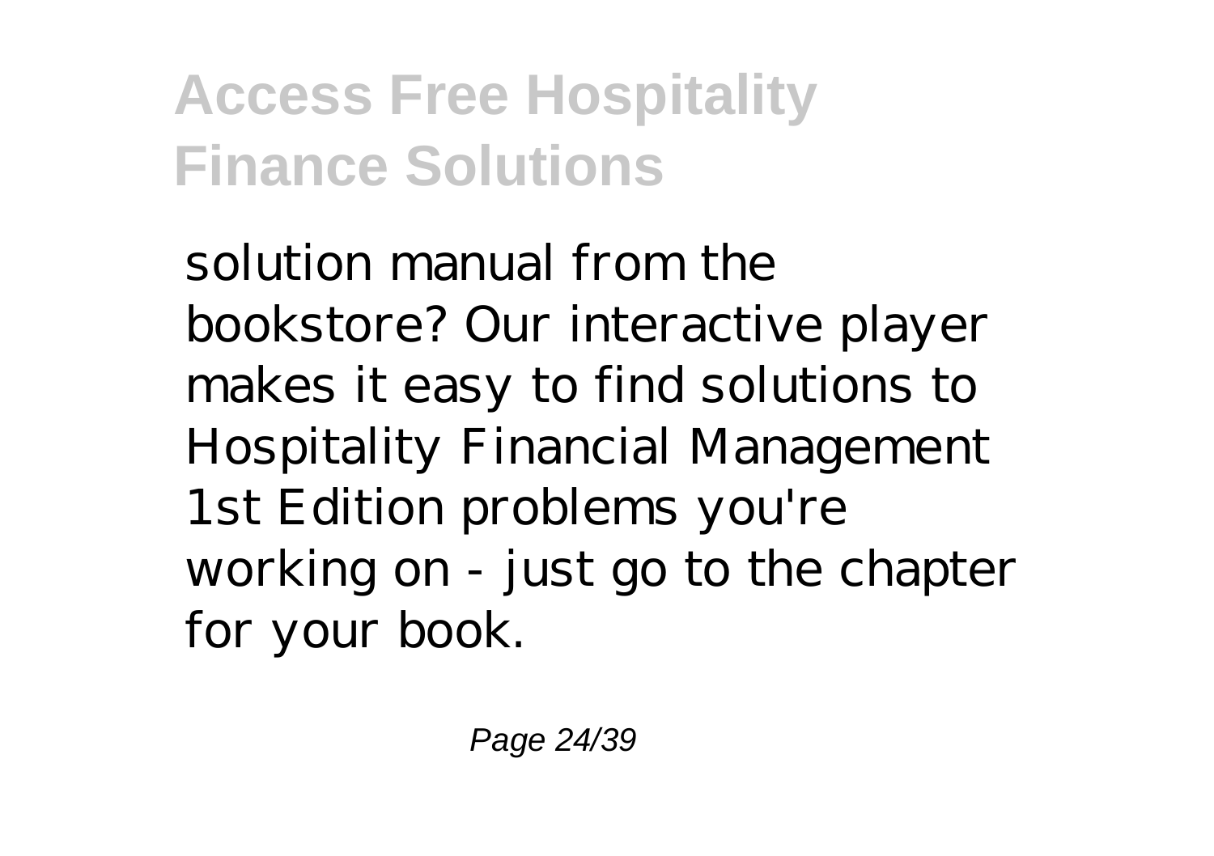solution manual from the bookstore? Our interactive player makes it easy to find solutions to Hospitality Financial Management 1st Edition problems you're working on - just go to the chapter for your book.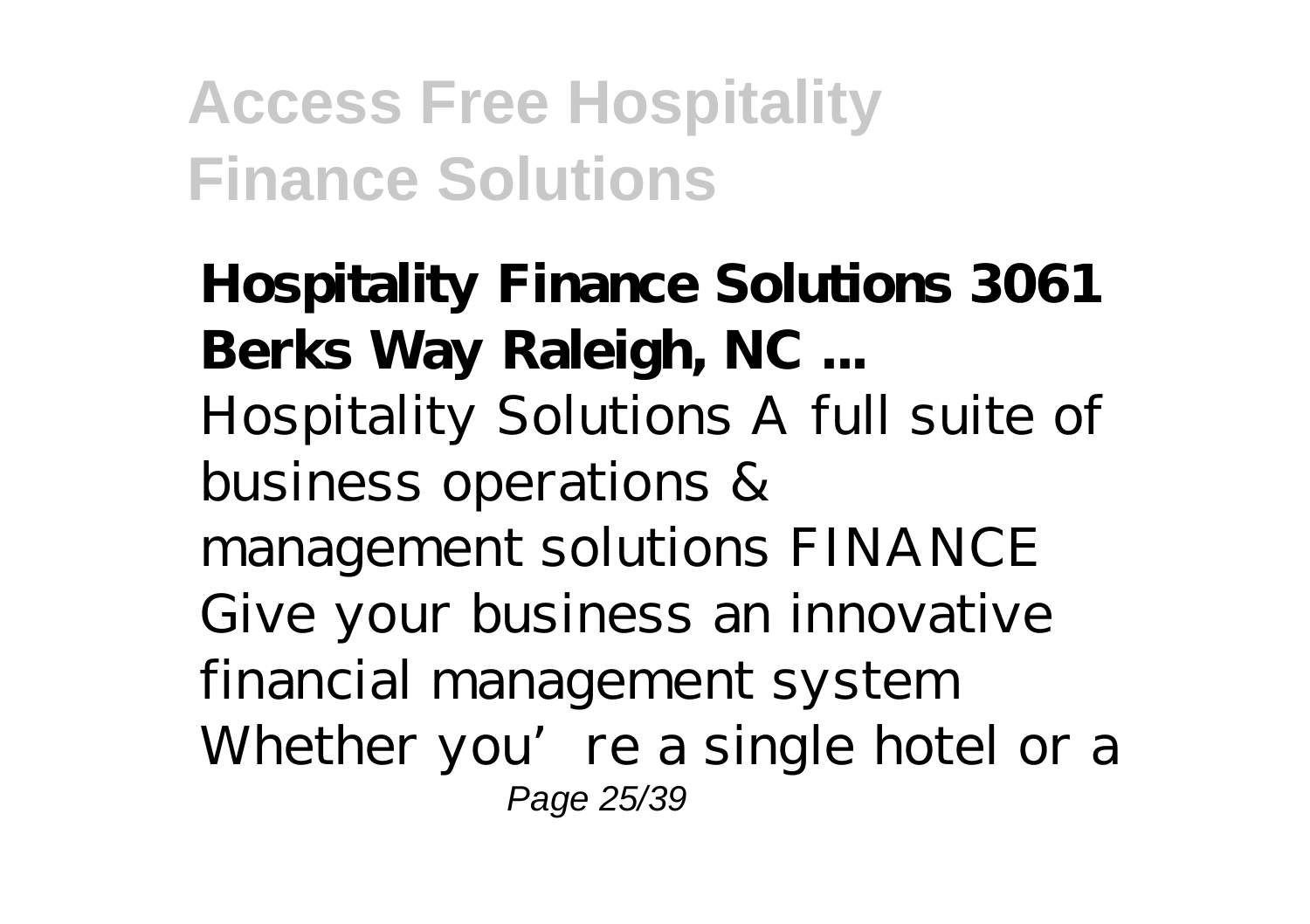**Hospitality Finance Solutions 3061 Berks Way Raleigh, NC ...**

Hospitality Solutions A full suite of business operations & management solutions FINANCE Give your business an innovative financial management system Whether you're a single hotel or a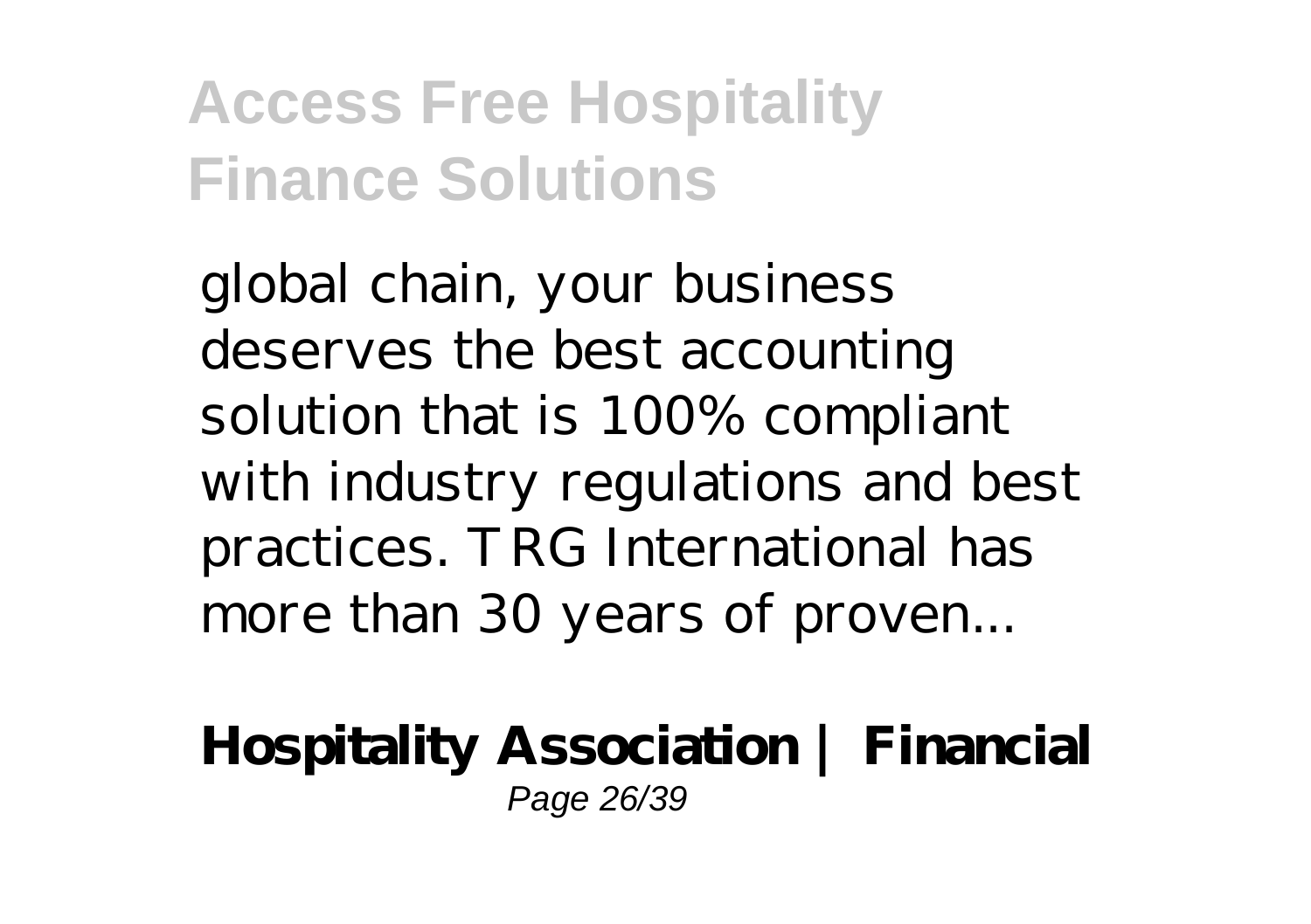global chain, your business deserves the best accounting solution that is 100% compliant with industry regulations and best practices. TRG International has more than 30 years of proven...

**Hospitality Association | Financial**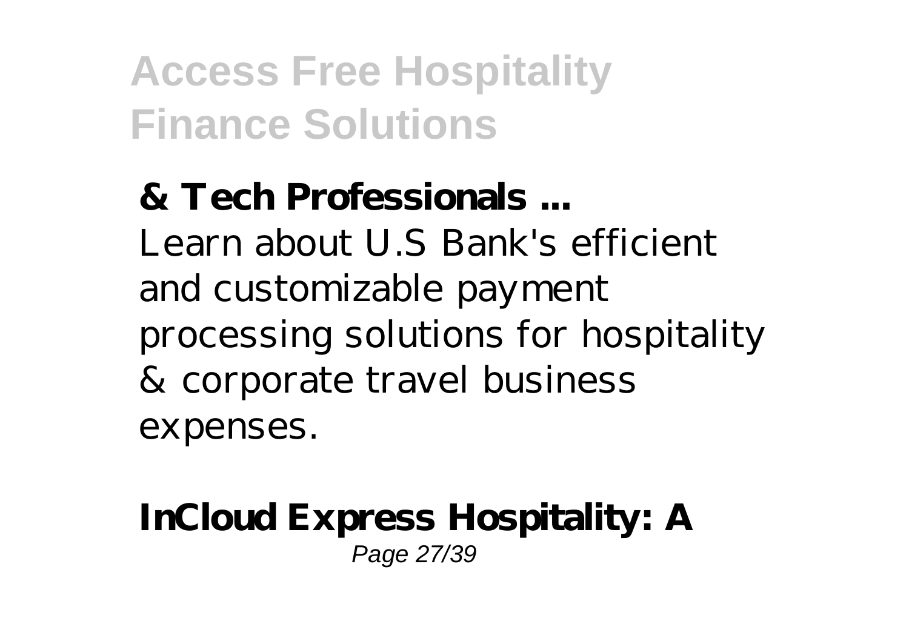**& Tech Professionals ...**

Learn about U.S Bank's efficient and customizable payment processing solutions for hospitality & corporate travel business expenses.

**InCloud Express Hospitality: A**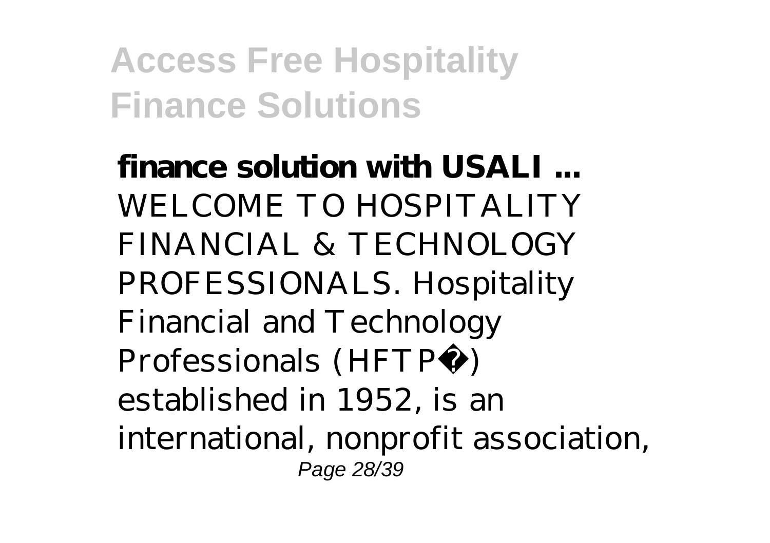**finance solution with USALI ...**
WELCOME TO HOSPITALITY FINANCIAL & TECHNOLOGY PROFESSIONALS. Hospitality Financial and Technology Professionals (HFTP®) established in 1952, is an international, nonprofit association,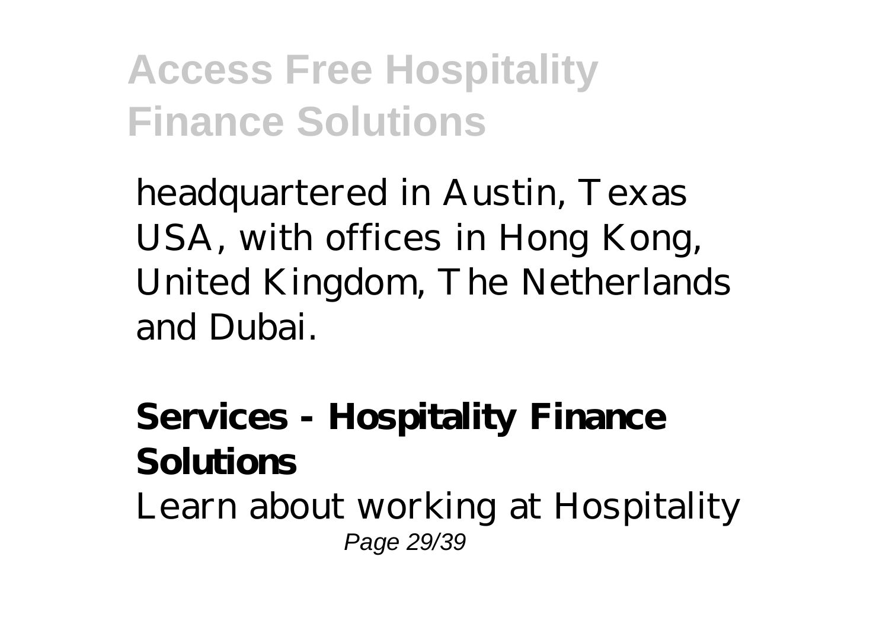headquartered in Austin, Texas USA, with offices in Hong Kong, United Kingdom, The Netherlands and Dubai.

**Services - Hospitality Finance Solutions**

Learn about working at Hospitality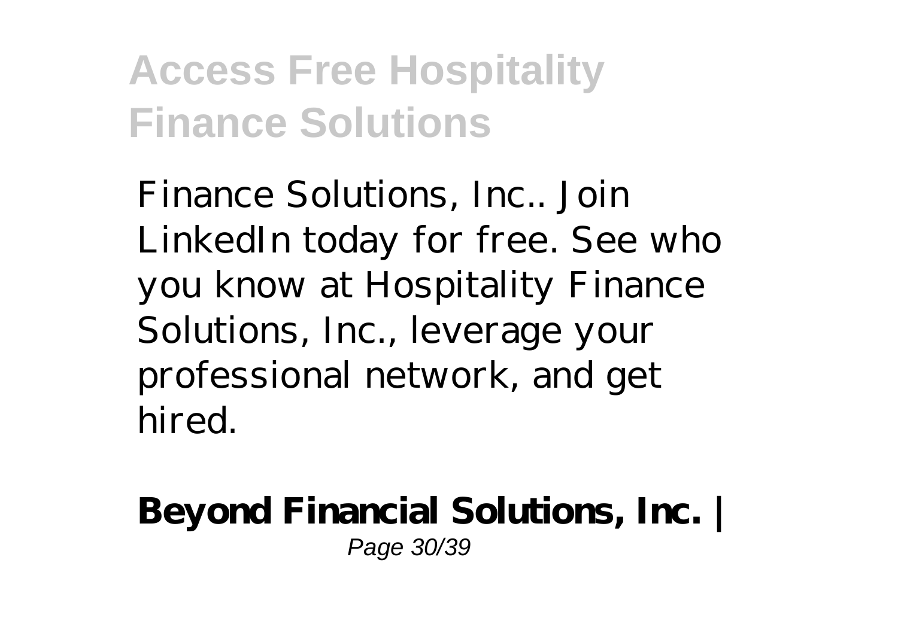Finance Solutions, Inc.. Join LinkedIn today for free. See who you know at Hospitality Finance Solutions, Inc., leverage your professional network, and get hired.

**Beyond Financial Solutions, Inc. |**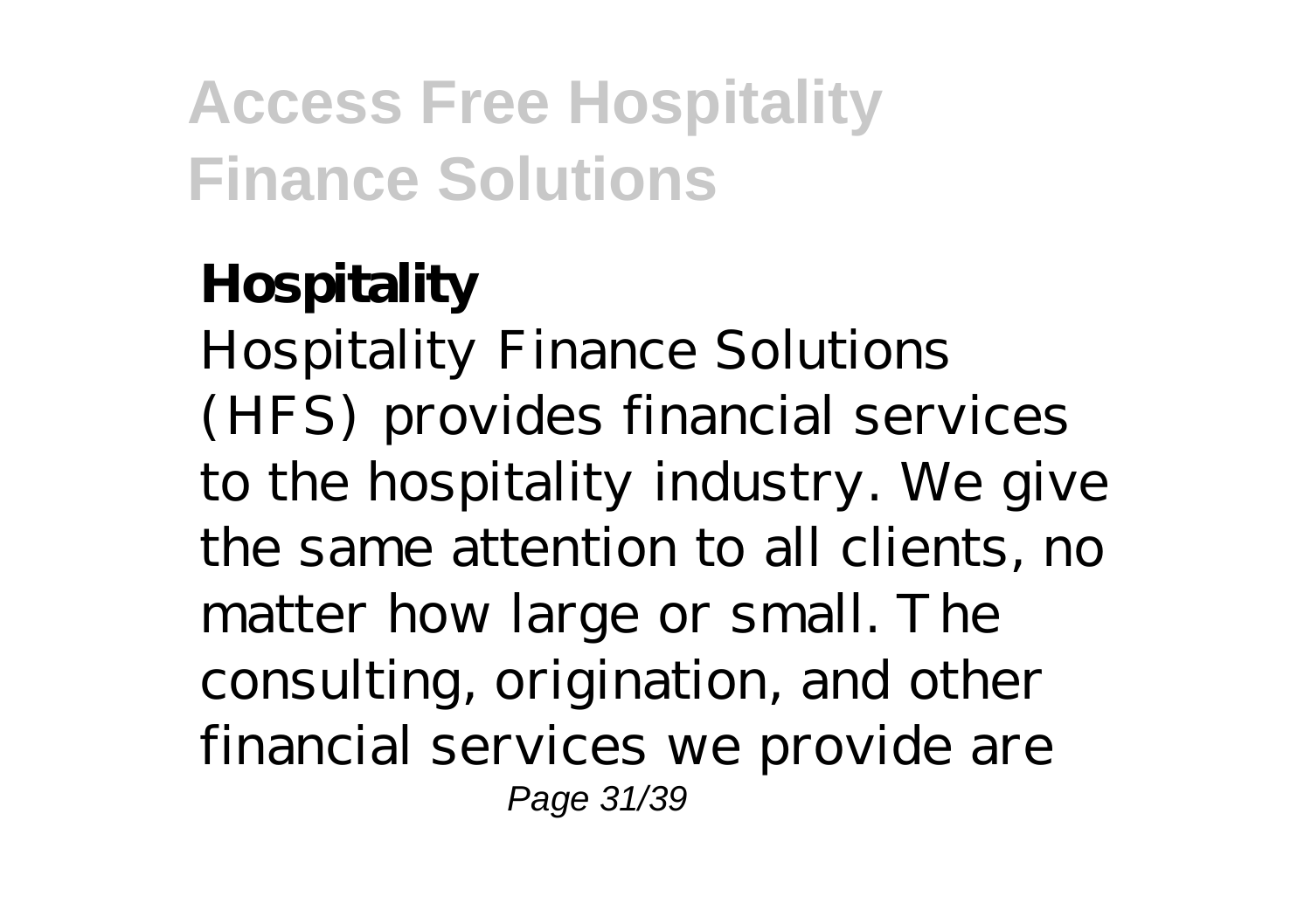**Hospitality**

Hospitality Finance Solutions (HFS) provides financial services to the hospitality industry. We give the same attention to all clients, no matter how large or small. The consulting, origination, and other financial services we provide are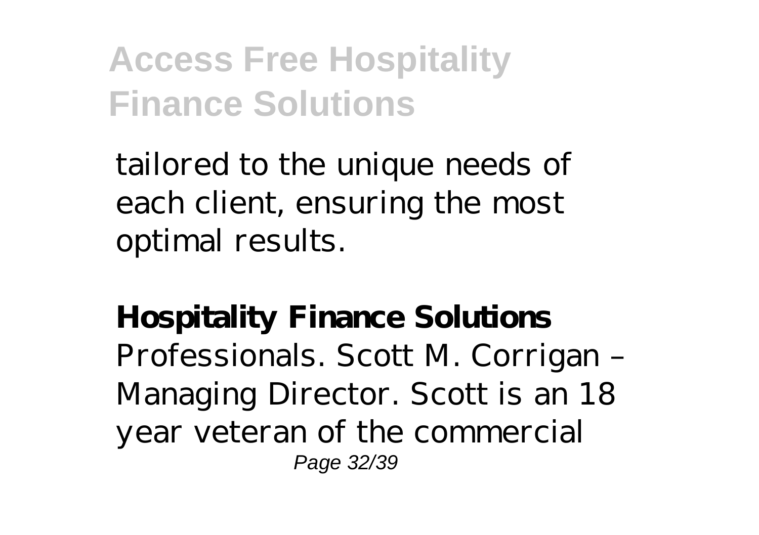tailored to the unique needs of each client, ensuring the most optimal results.

**Hospitality Finance Solutions**

Professionals. Scott M. Corrigan – Managing Director. Scott is an 18 year veteran of the commercial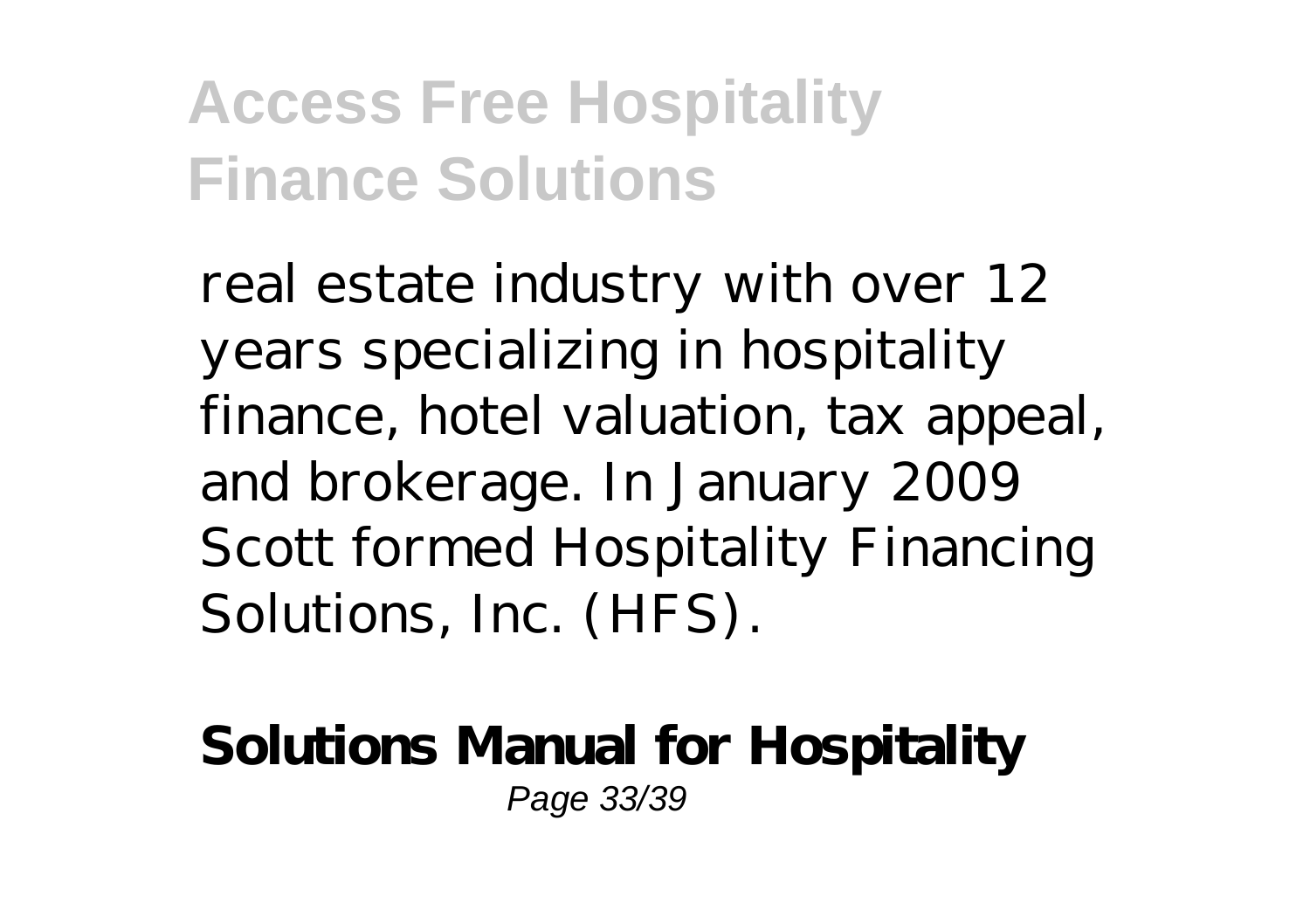real estate industry with over 12 years specializing in hospitality finance, hotel valuation, tax appeal, and brokerage. In January 2009 Scott formed Hospitality Financing Solutions, Inc. (HFS).

**Solutions Manual for Hospitality**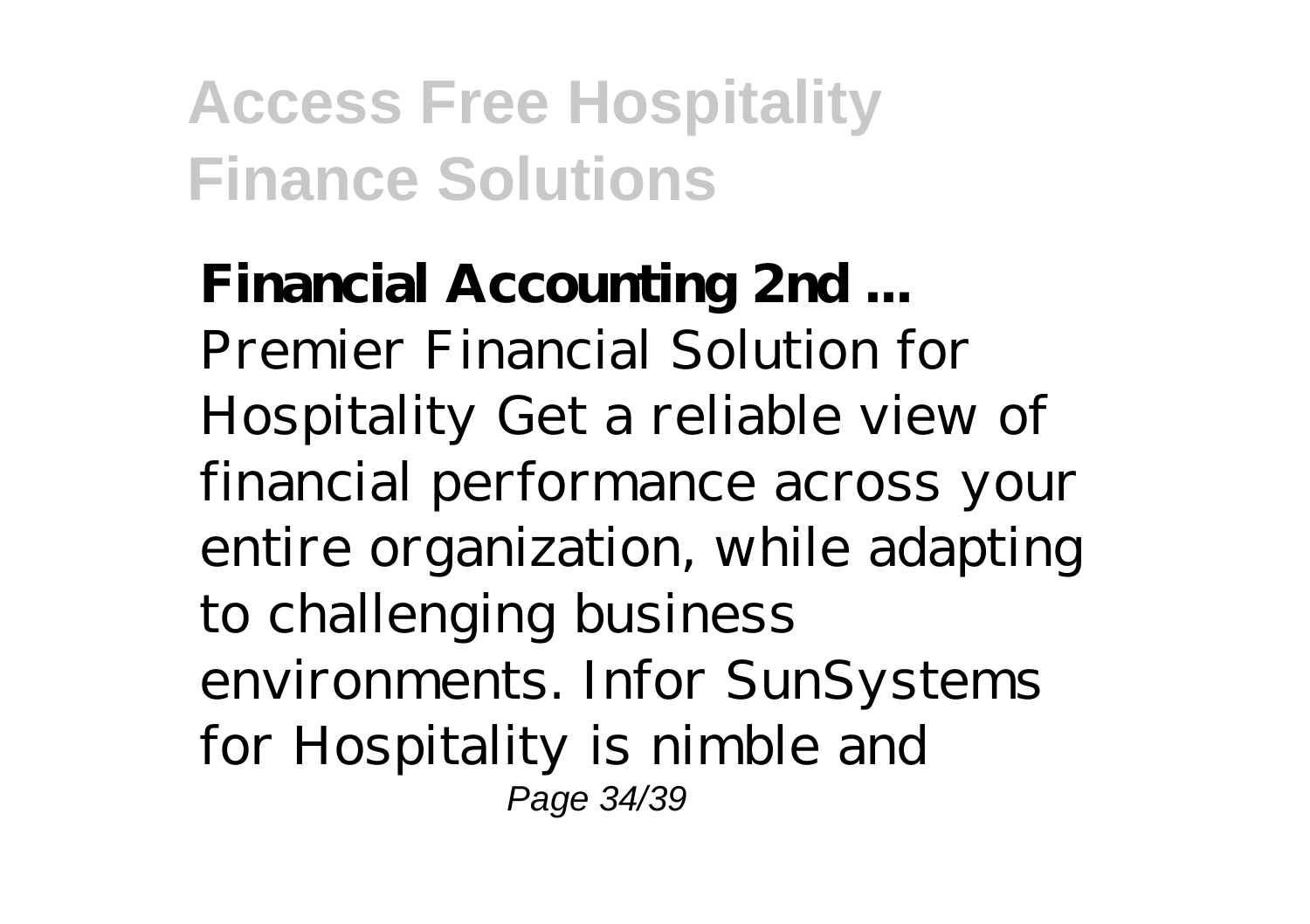**Financial Accounting 2nd ...**
Premier Financial Solution for Hospitality Get a reliable view of financial performance across your entire organization, while adapting to challenging business environments. Infor SunSystems for Hospitality is nimble and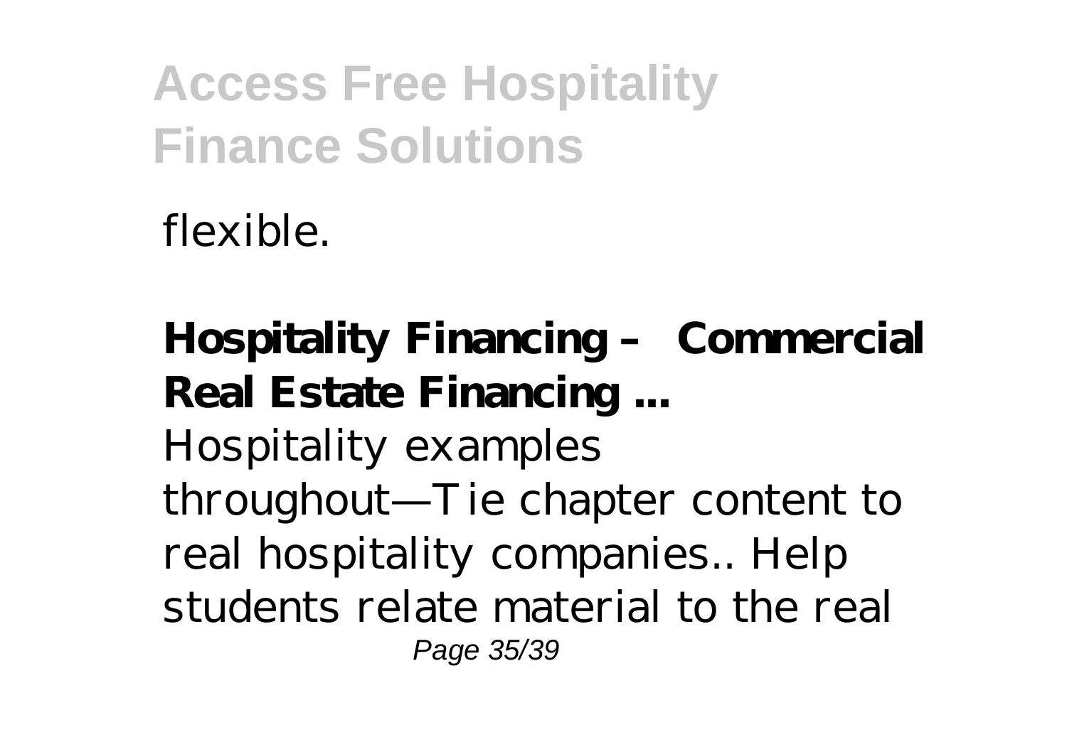flexible.

**Hospitality Financing – Commercial Real Estate Financing ...**

Hospitality examples throughout—Tie chapter content to real hospitality companies.. Help students relate material to the real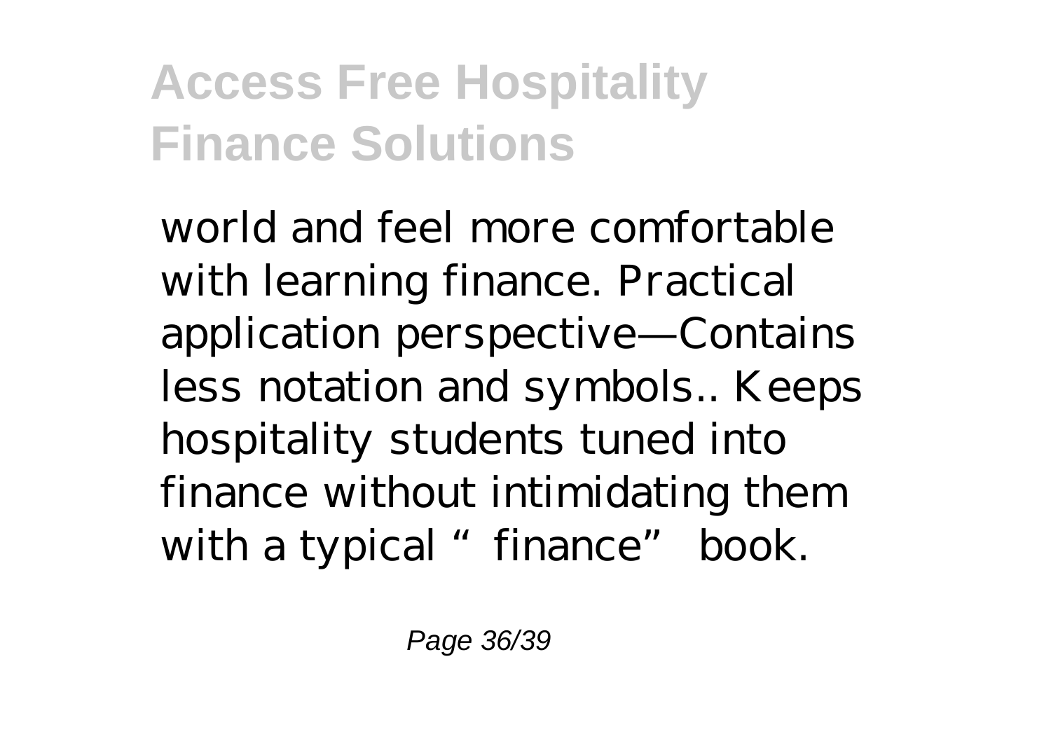world and feel more comfortable with learning finance. Practical application perspective—Contains less notation and symbols.. Keeps hospitality students tuned into finance without intimidating them with a typical "finance" book.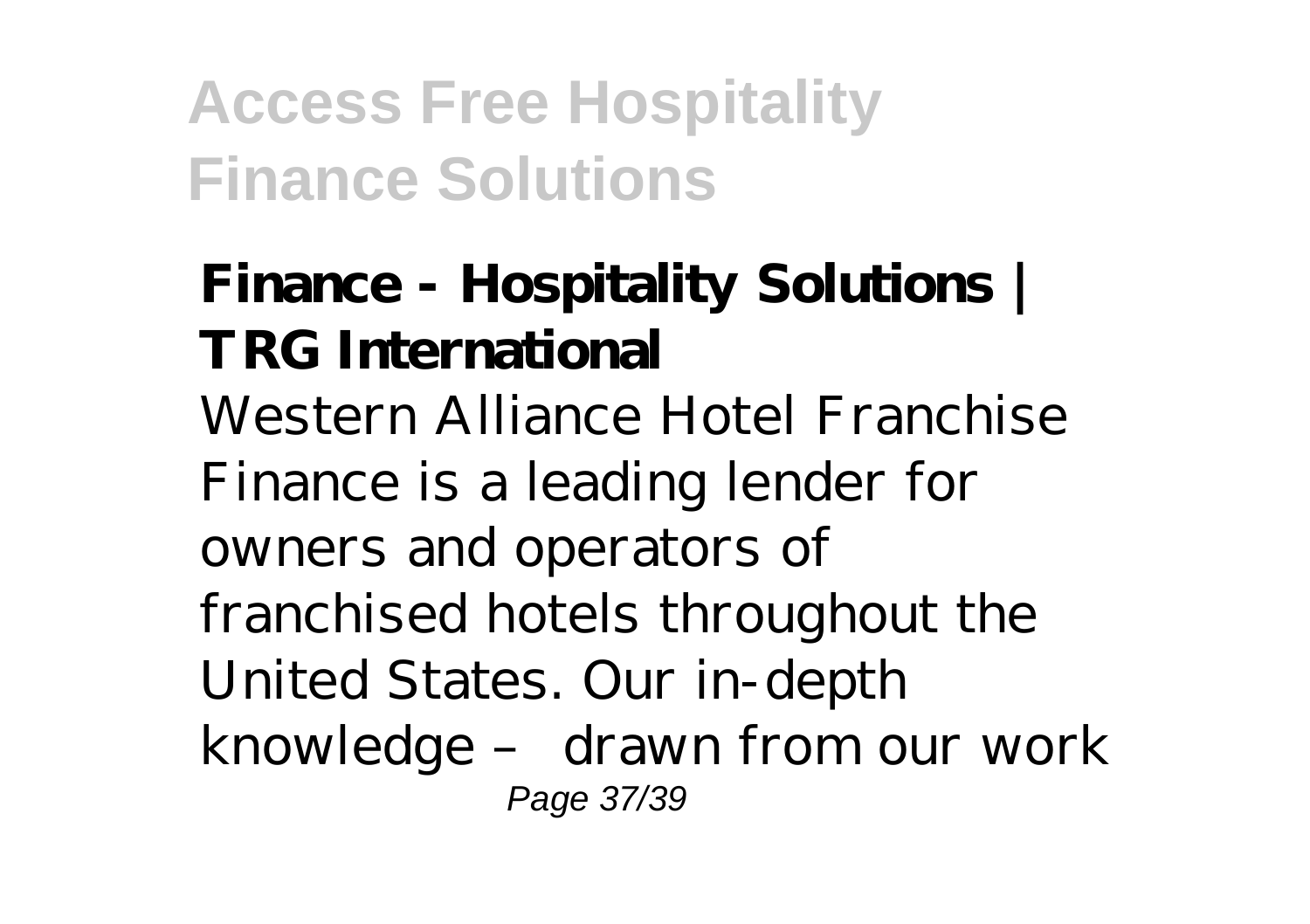### Finance - Hospitality Solutions | TRG International

Western Alliance Hotel Franchise Finance is a leading lender for owners and operators of franchised hotels throughout the United States. Our in-depth knowledge – drawn from our work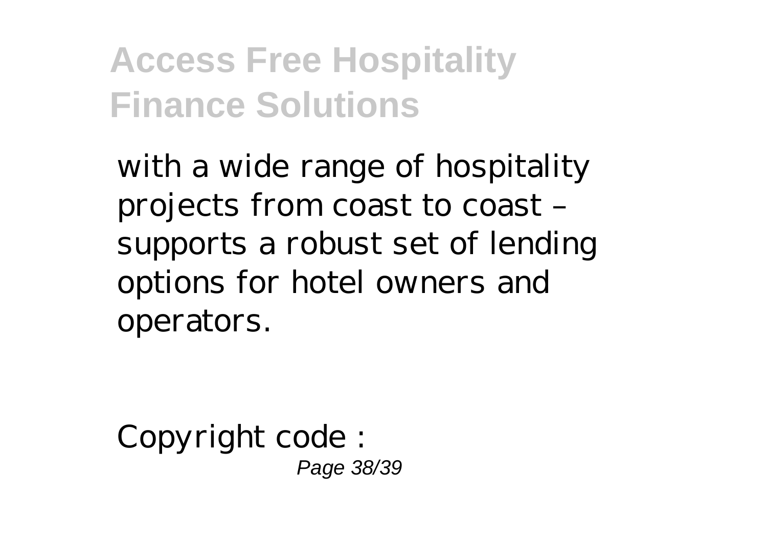with a wide range of hospitality projects from coast to coast – supports a robust set of lending options for hotel owners and operators.

Copyright code :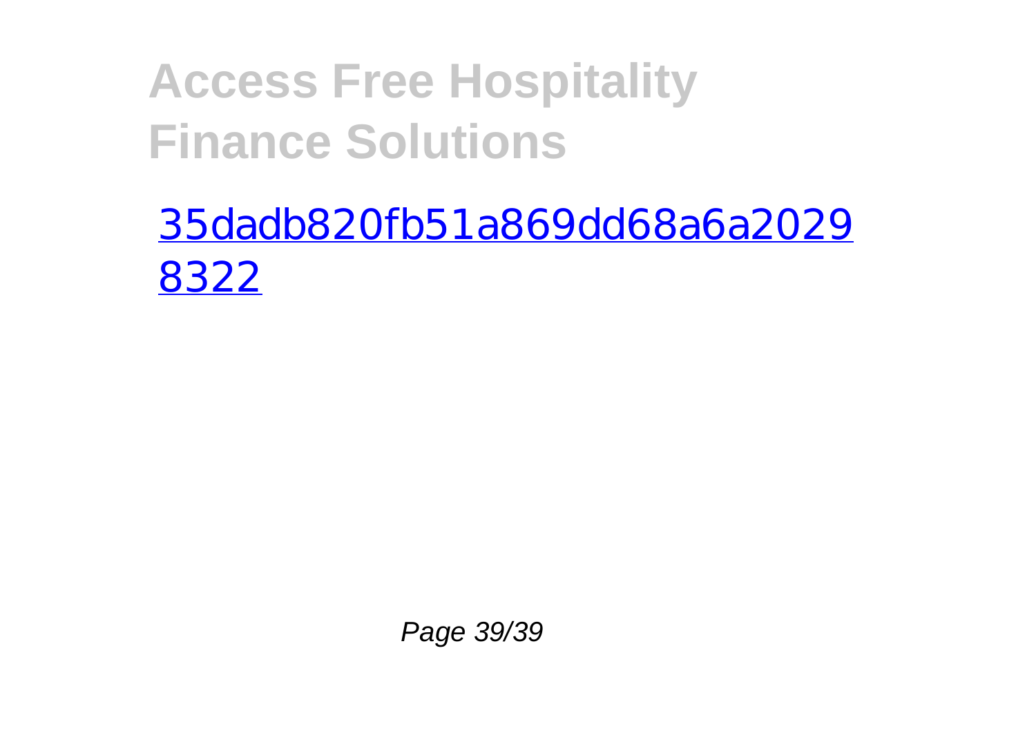35dadb820fb51a869dd68a6a20298322